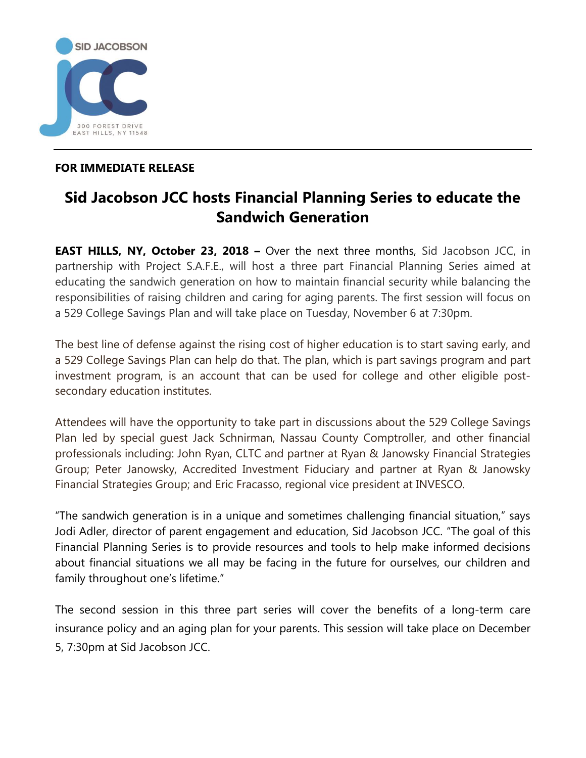SID JACOBSON

JCC

300 FOREST DRIVE
EAST HILLS, NY 11548

---

**FOR IMMEDIATE RELEASE**

# Sid Jacobson JCC hosts Financial Planning Series to educate the Sandwich Generation

**EAST HILLS, NY, October 23, 2018 –** Over the next three months, Sid Jacobson JCC, in partnership with Project S.A.F.E., will host a three part Financial Planning Series aimed at educating the sandwich generation on how to maintain financial security while balancing the responsibilities of raising children and caring for aging parents. The first session will focus on a 529 College Savings Plan and will take place on Tuesday, November 6 at 7:30pm.

The best line of defense against the rising cost of higher education is to start saving early, and a 529 College Savings Plan can help do that. The plan, which is part savings program and part investment program, is an account that can be used for college and other eligible post-secondary education institutes.

Attendees will have the opportunity to take part in discussions about the 529 College Savings Plan led by special guest Jack Schnirman, Nassau County Comptroller, and other financial professionals including: John Ryan, CLTC and partner at Ryan & Janowsky Financial Strategies Group; Peter Janowsky, Accredited Investment Fiduciary and partner at Ryan & Janowsky Financial Strategies Group; and Eric Fracasso, regional vice president at INVESCO.

"The sandwich generation is in a unique and sometimes challenging financial situation," says Jodi Adler, director of parent engagement and education, Sid Jacobson JCC. "The goal of this Financial Planning Series is to provide resources and tools to help make informed decisions about financial situations we all may be facing in the future for ourselves, our children and family throughout one's lifetime."

The second session in this three part series will cover the benefits of a long-term care insurance policy and an aging plan for your parents. This session will take place on December 5, 7:30pm at Sid Jacobson JCC.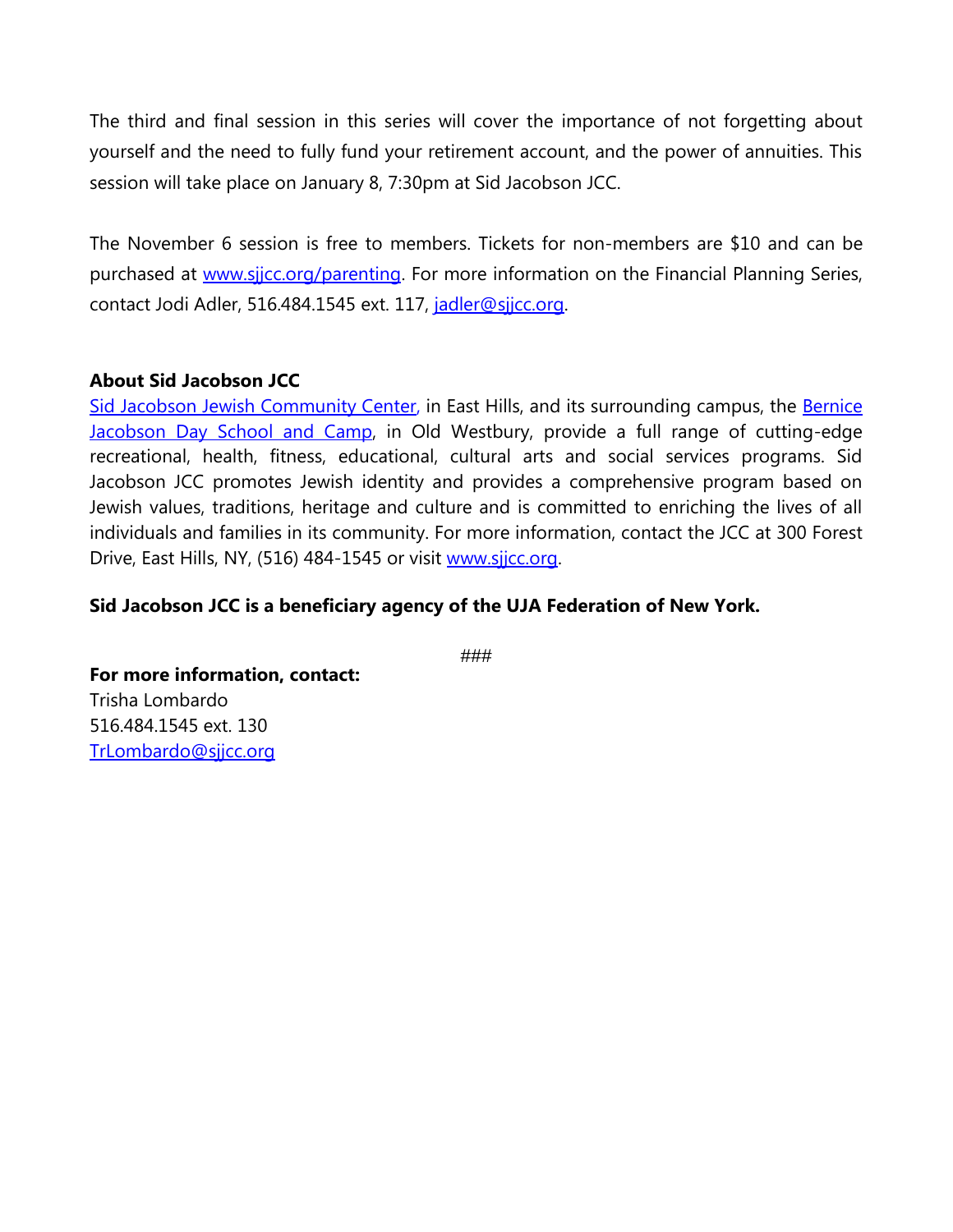The third and final session in this series will cover the importance of not forgetting about yourself and the need to fully fund your retirement account, and the power of annuities. This session will take place on January 8, 7:30pm at Sid Jacobson JCC.

The November 6 session is free to members. Tickets for non-members are $10 and can be purchased at www.sjjcc.org/parenting. For more information on the Financial Planning Series, contact Jodi Adler, 516.484.1545 ext. 117, jadler@sjjcc.org.

**About Sid Jacobson JCC**
Sid Jacobson Jewish Community Center, in East Hills, and its surrounding campus, the Bernice Jacobson Day School and Camp, in Old Westbury, provide a full range of cutting-edge recreational, health, fitness, educational, cultural arts and social services programs. Sid Jacobson JCC promotes Jewish identity and provides a comprehensive program based on Jewish values, traditions, heritage and culture and is committed to enriching the lives of all individuals and families in its community. For more information, contact the JCC at 300 Forest Drive, East Hills, NY, (516) 484-1545 or visit www.sjjcc.org.

**Sid Jacobson JCC is a beneficiary agency of the UJA Federation of New York.**

###

**For more information, contact:**
Trisha Lombardo
516.484.1545 ext. 130
TrLombardo@sjjcc.org